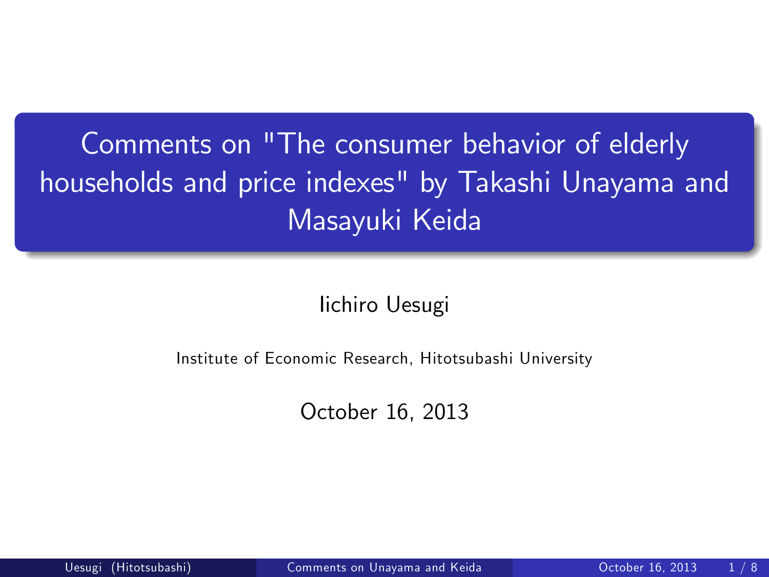# Comments on "The consumer behavior of elderly households and price indexes" by Takashi Unayama and Masayuki Keida

Iichiro Uesugi

Institute of Economic Research, Hitotsubashi University

October 16, 2013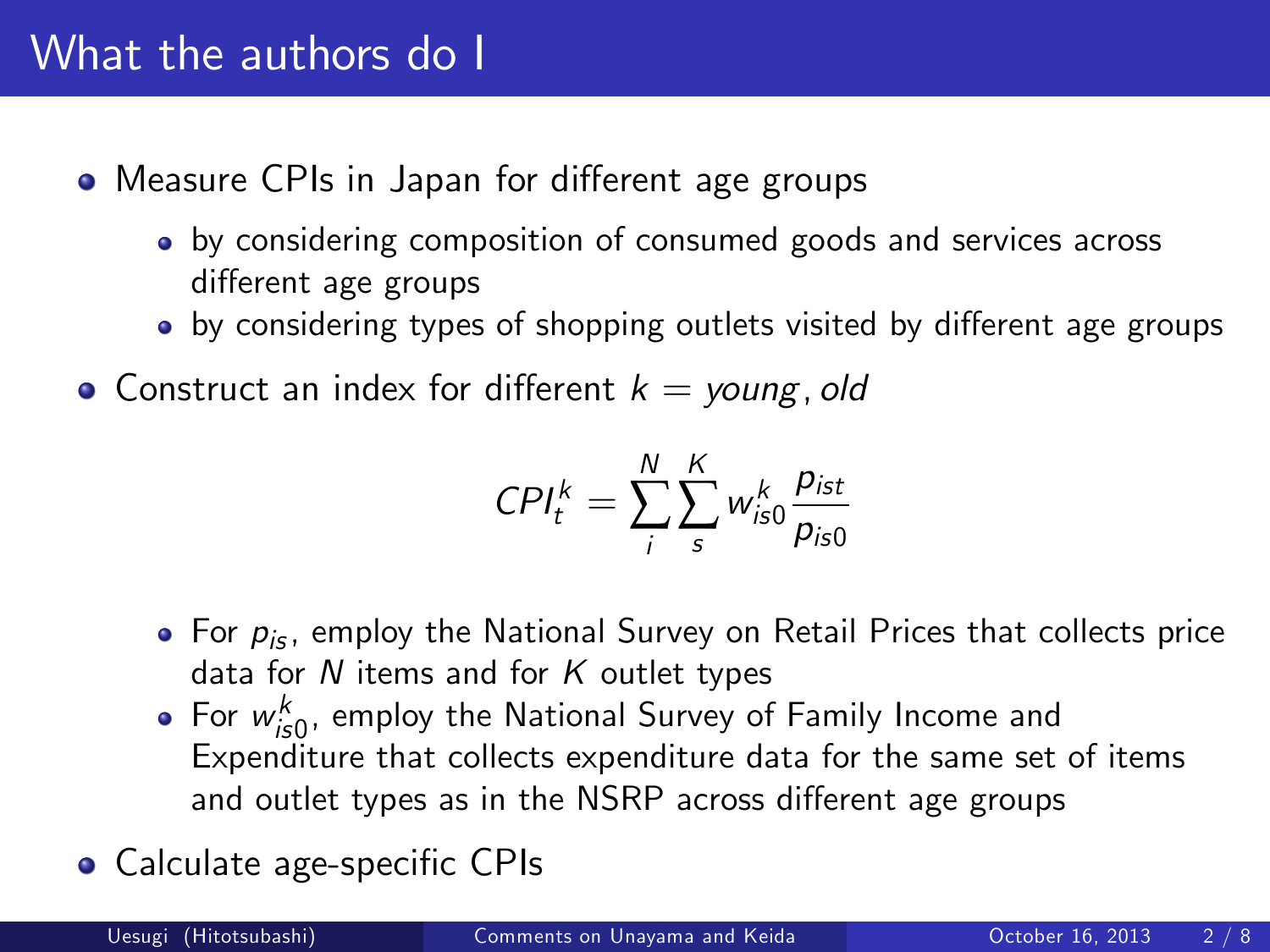# What the authors do I

- Measure CPIs in Japan for different age groups
  - by considering composition of consumed goods and services across different age groups
  - by considering types of shopping outlets visited by different age groups
- Construct an index for different $k = young, old$

$$CPI_t^k = \sum_i^N \sum_s^K w_{is0}^k \frac{p_{ist}}{p_{is0}}$$

  - For $p_{is}$, employ the National Survey on Retail Prices that collects price data for $N$ items and for $K$ outlet types
  - For $w_{is0}^k$, employ the National Survey of Family Income and Expenditure that collects expenditure data for the same set of items and outlet types as in the NSRP across different age groups
- Calculate age-specific CPIs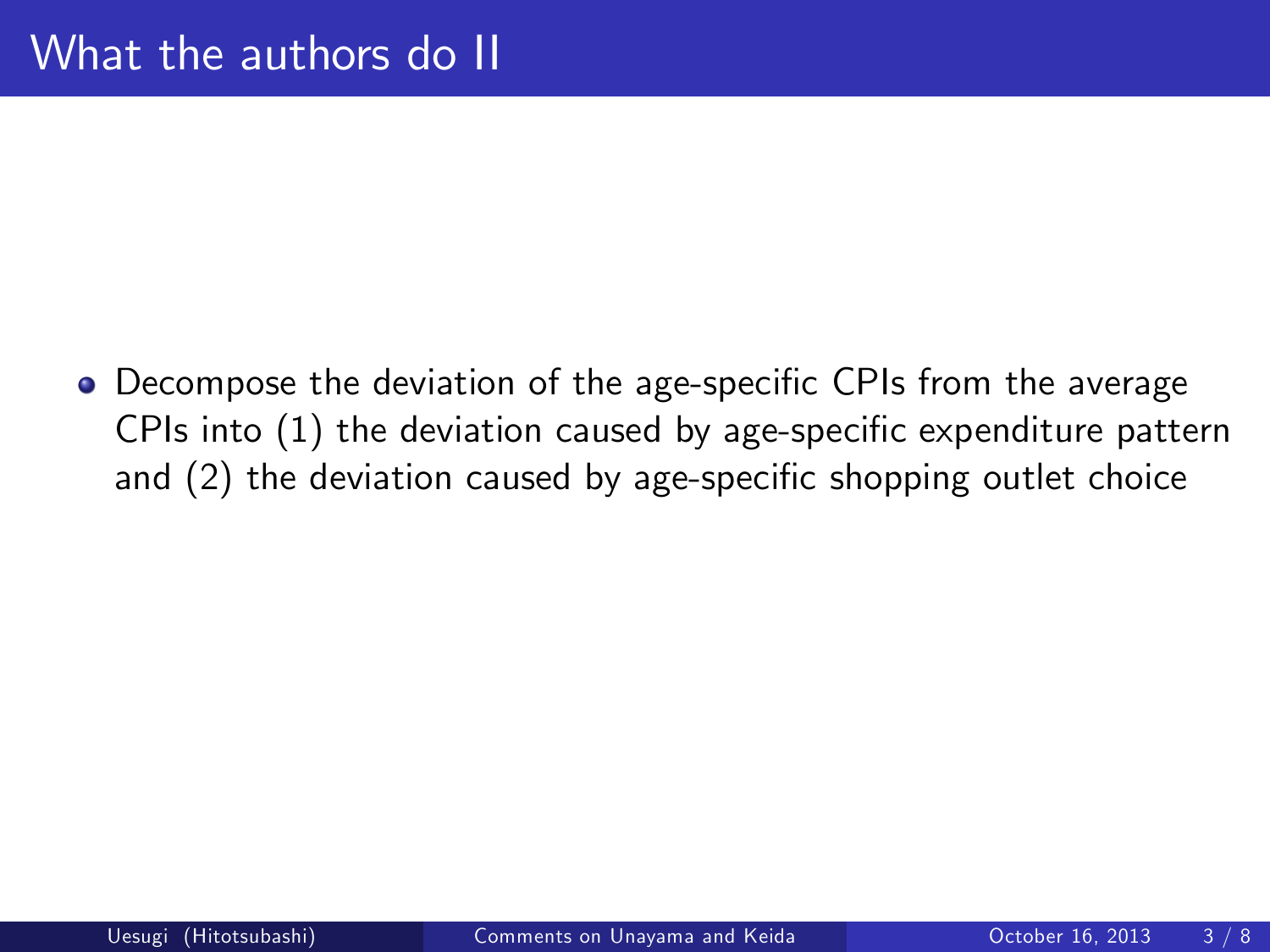# What the authors do II

- Decompose the deviation of the age-specific CPIs from the average CPIs into (1) the deviation caused by age-specific expenditure pattern and (2) the deviation caused by age-specific shopping outlet choice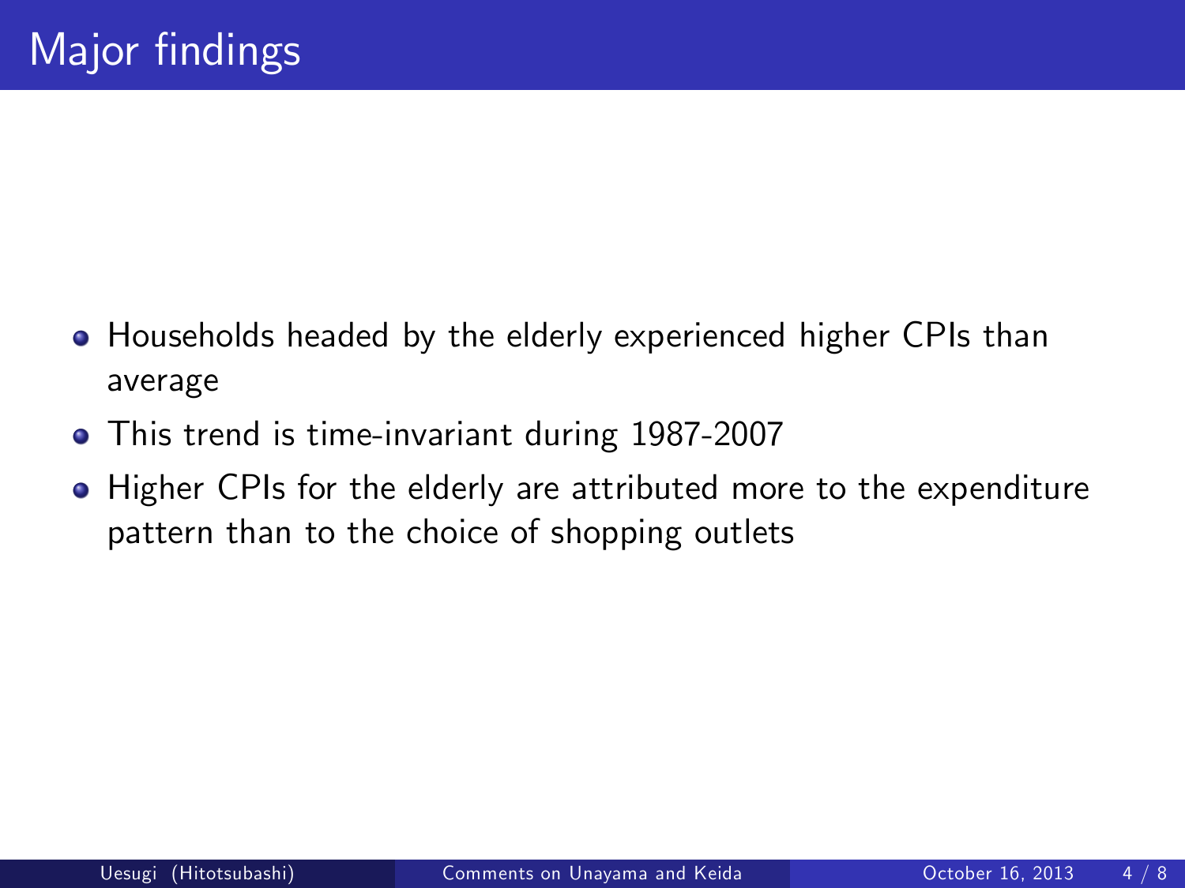# Major findings

- Households headed by the elderly experienced higher CPIs than average
- This trend is time-invariant during 1987-2007
- Higher CPIs for the elderly are attributed more to the expenditure pattern than to the choice of shopping outlets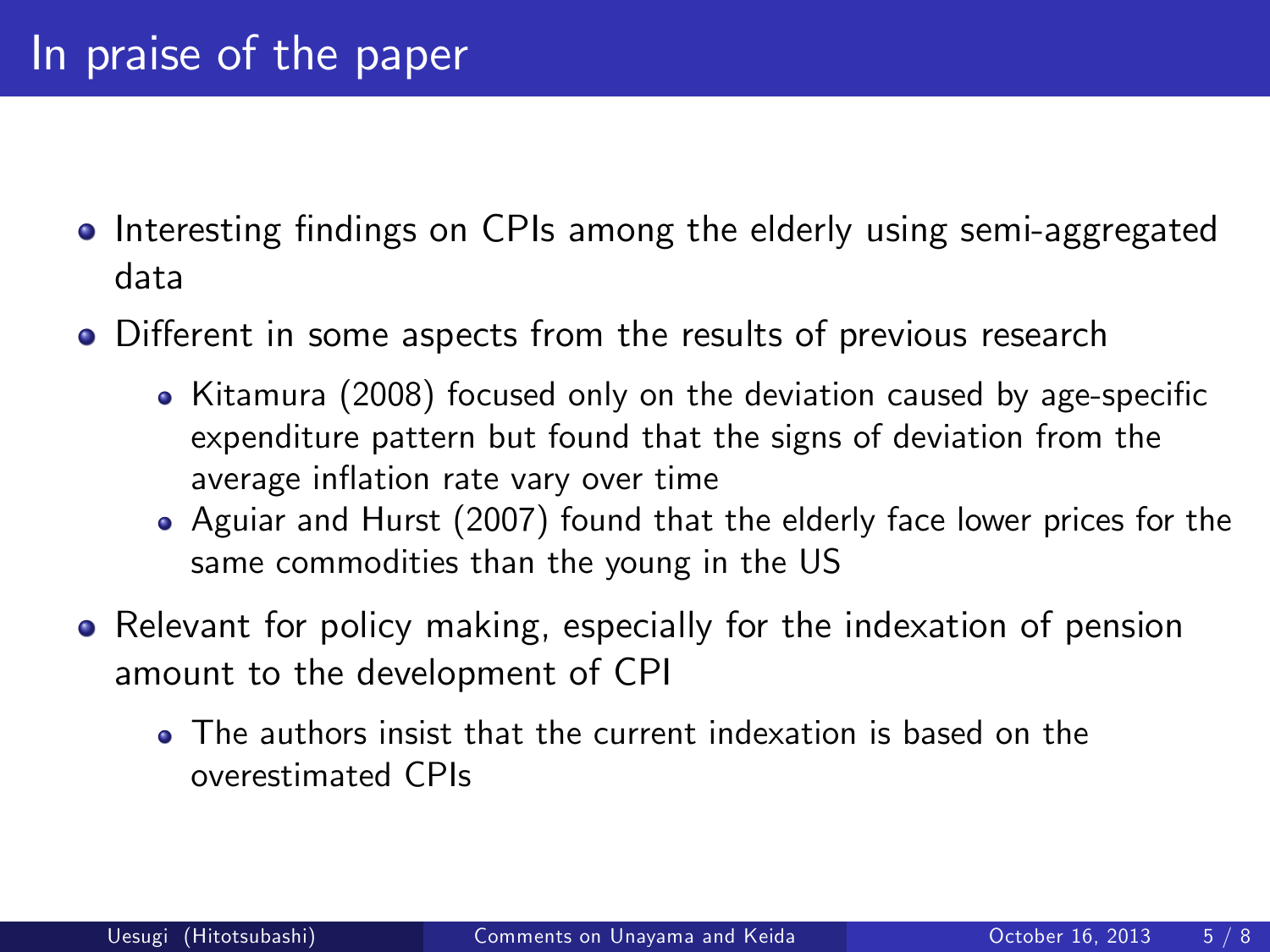# In praise of the paper

- Interesting findings on CPIs among the elderly using semi-aggregated data
- Different in some aspects from the results of previous research
  - Kitamura (2008) focused only on the deviation caused by age-specific expenditure pattern but found that the signs of deviation from the average inflation rate vary over time
  - Aguiar and Hurst (2007) found that the elderly face lower prices for the same commodities than the young in the US
- Relevant for policy making, especially for the indexation of pension amount to the development of CPI
  - The authors insist that the current indexation is based on the overestimated CPIs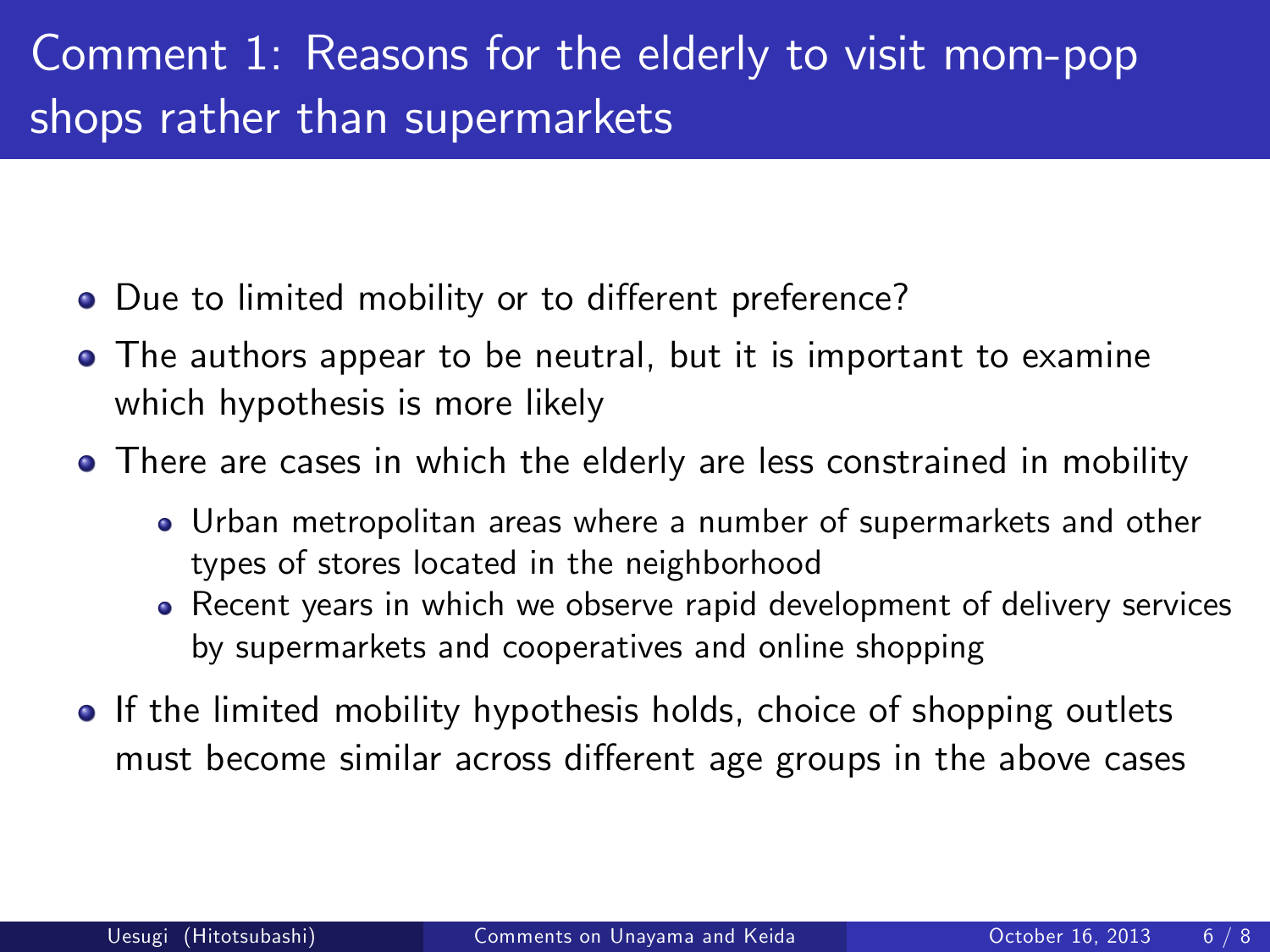# Comment 1: Reasons for the elderly to visit mom-pop shops rather than supermarkets

- Due to limited mobility or to different preference?
- The authors appear to be neutral, but it is important to examine which hypothesis is more likely
- There are cases in which the elderly are less constrained in mobility
  - Urban metropolitan areas where a number of supermarkets and other types of stores located in the neighborhood
  - Recent years in which we observe rapid development of delivery services by supermarkets and cooperatives and online shopping
- If the limited mobility hypothesis holds, choice of shopping outlets must become similar across different age groups in the above cases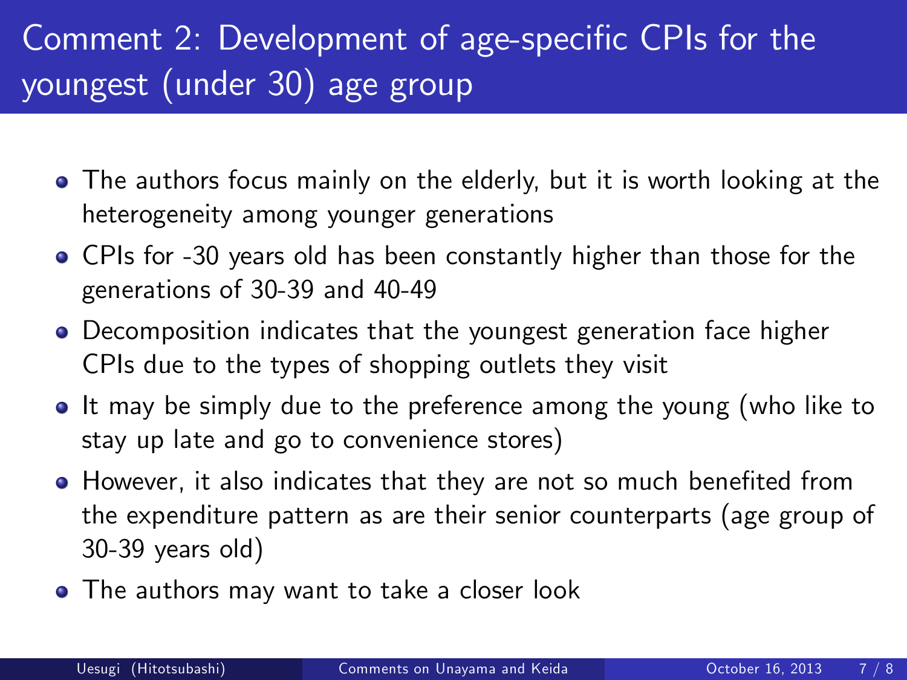# Comment 2: Development of age-specific CPIs for the youngest (under 30) age group

- The authors focus mainly on the elderly, but it is worth looking at the heterogeneity among younger generations
- CPIs for -30 years old has been constantly higher than those for the generations of 30-39 and 40-49
- Decomposition indicates that the youngest generation face higher CPIs due to the types of shopping outlets they visit
- It may be simply due to the preference among the young (who like to stay up late and go to convenience stores)
- However, it also indicates that they are not so much benefited from the expenditure pattern as are their senior counterparts (age group of 30-39 years old)
- The authors may want to take a closer look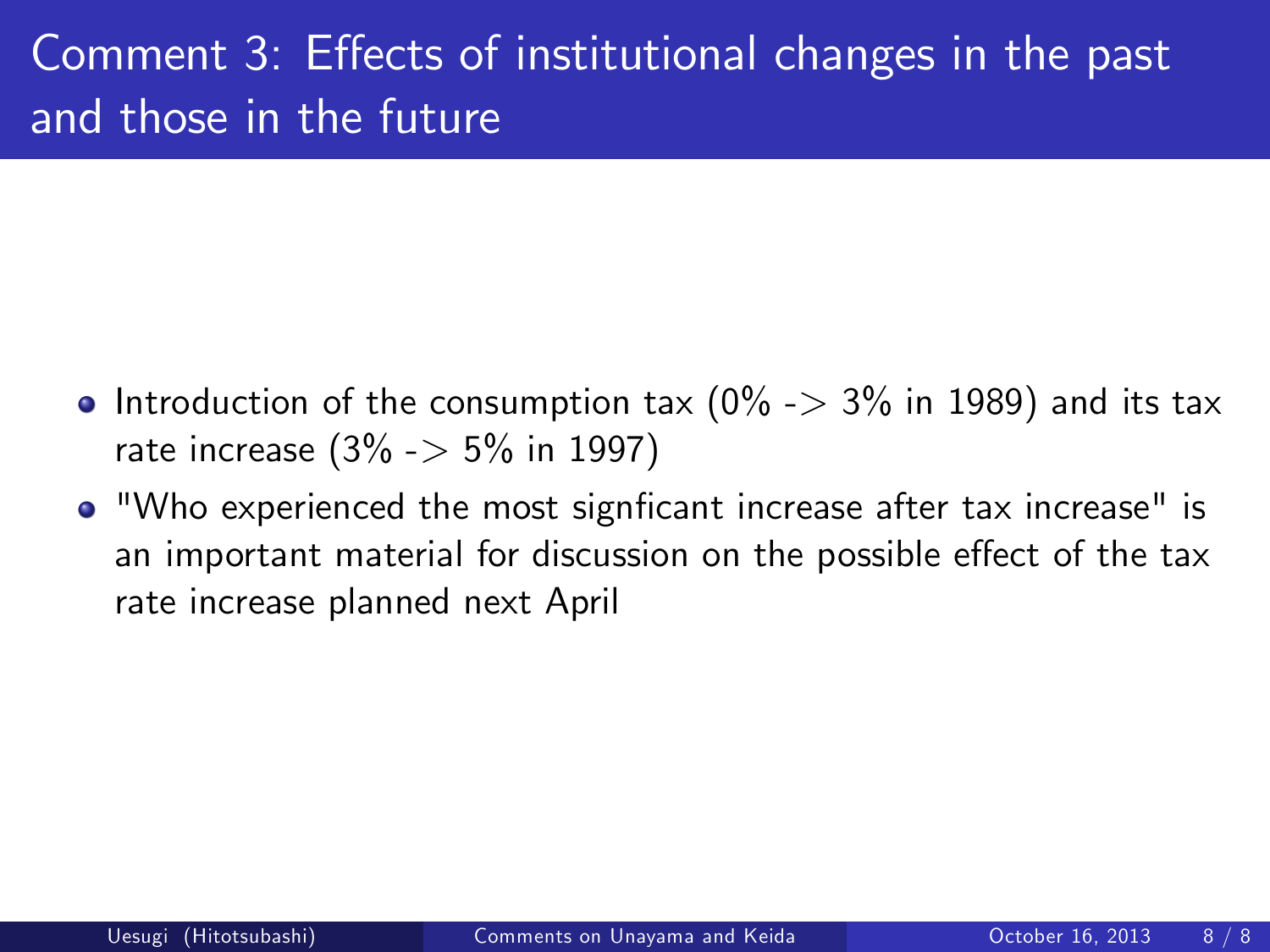# Comment 3: Effects of institutional changes in the past and those in the future

- Introduction of the consumption tax (0% -> 3% in 1989) and its tax rate increase (3% -> 5% in 1997)
- "Who experienced the most signficant increase after tax increase" is an important material for discussion on the possible effect of the tax rate increase planned next April